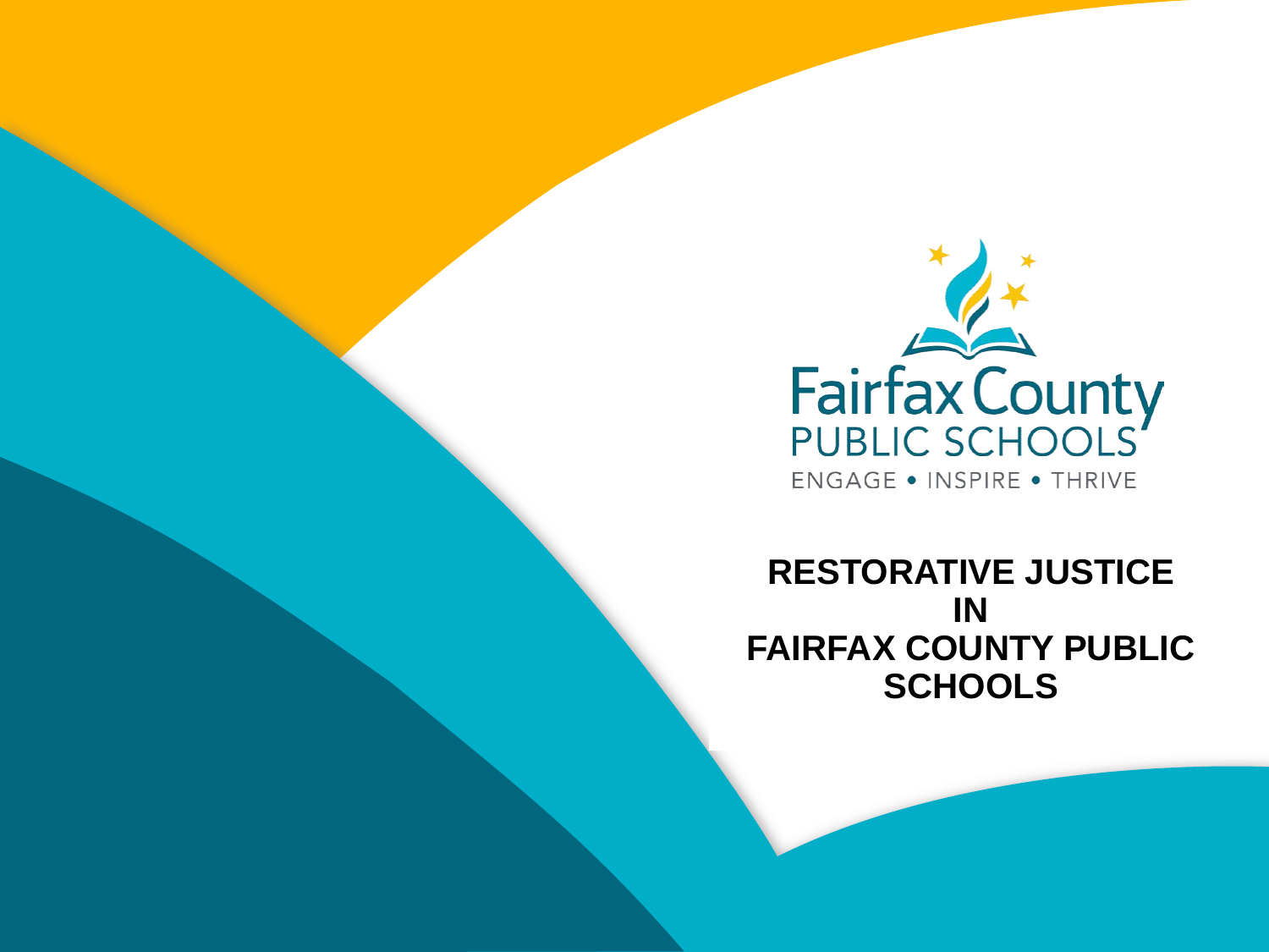Fairfax County
PUBLIC SCHOOLS
ENGAGE • INSPIRE • THRIVE

# RESTORATIVE JUSTICE IN FAIRFAX COUNTY PUBLIC SCHOOLS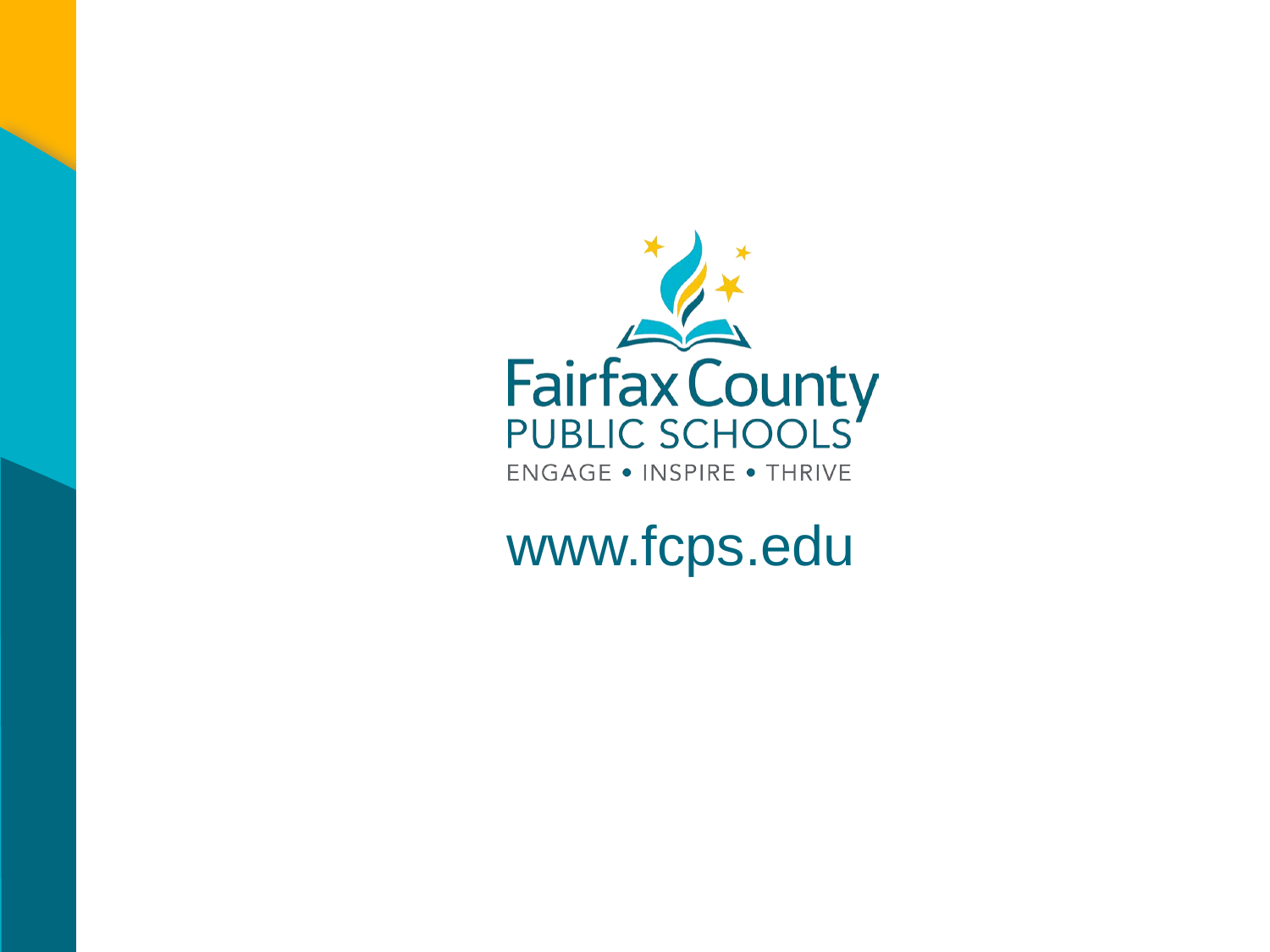Fairfax County
PUBLIC SCHOOLS
ENGAGE • INSPIRE • THRIVE

www.fcps.edu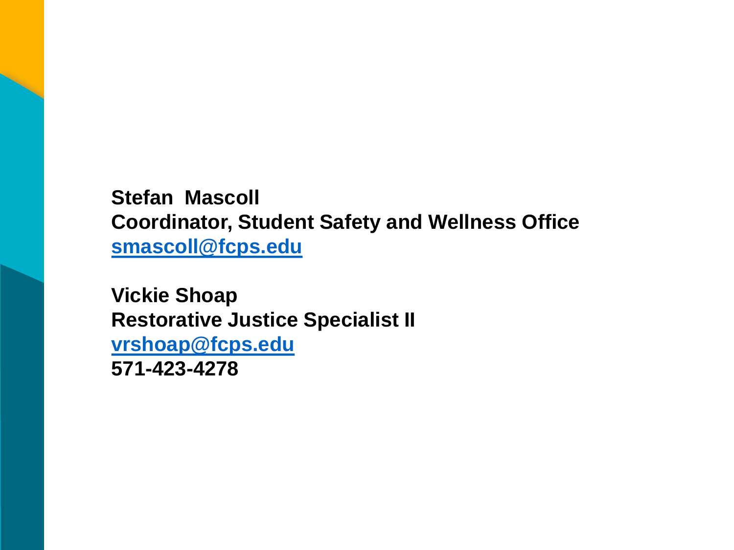**Stefan Mascoll**
**Coordinator, Student Safety and Wellness Office**
**smascoll@fcps.edu**

**Vickie Shoap**
**Restorative Justice Specialist II**
**vrshoap@fcps.edu**
**571-423-4278**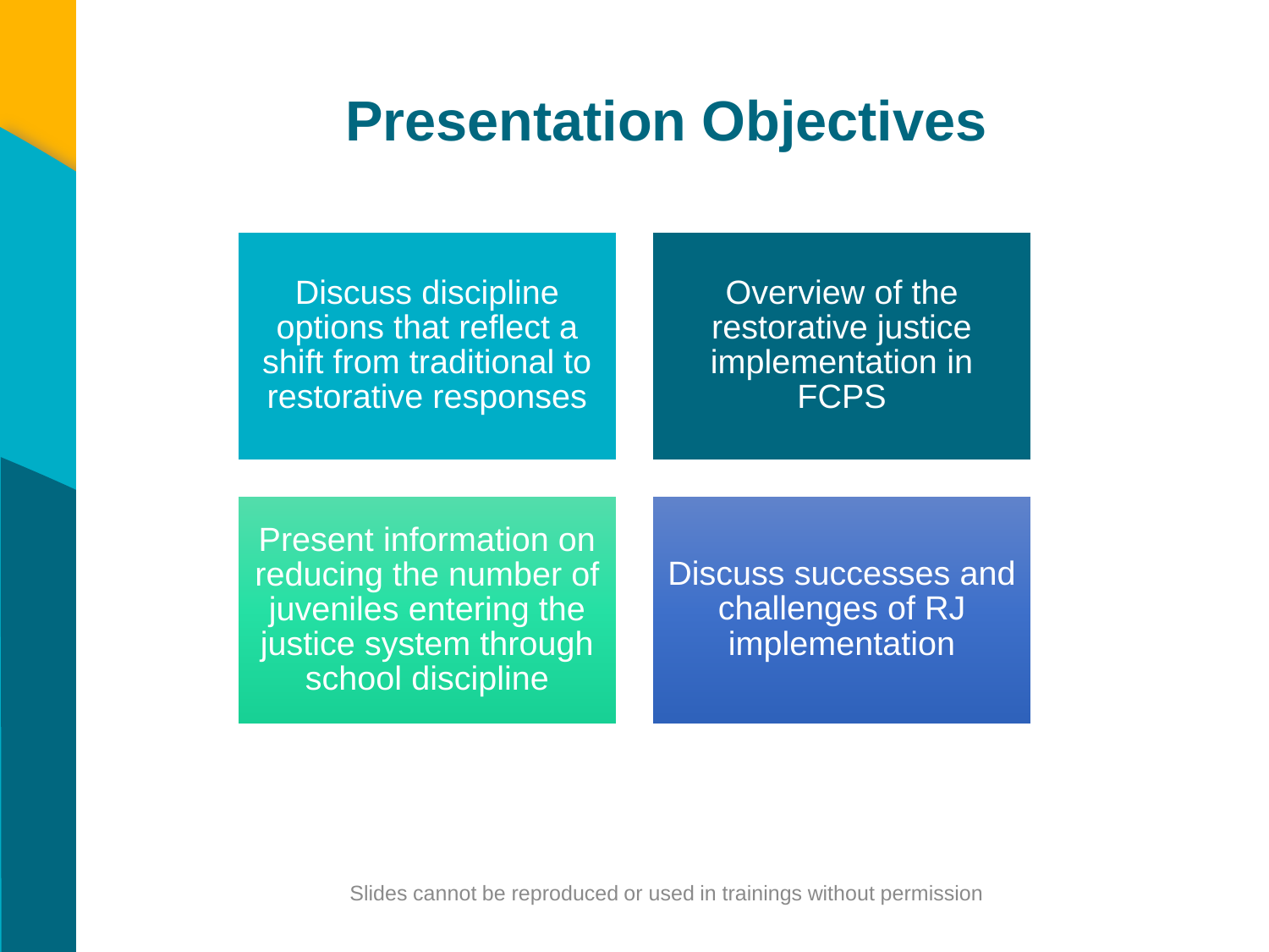# Presentation Objectives

- Discuss discipline options that reflect a shift from traditional to restorative responses
- Overview of the restorative justice implementation in FCPS
- Present information on reducing the number of juveniles entering the justice system through school discipline
- Discuss successes and challenges of RJ implementation

Slides cannot be reproduced or used in trainings without permission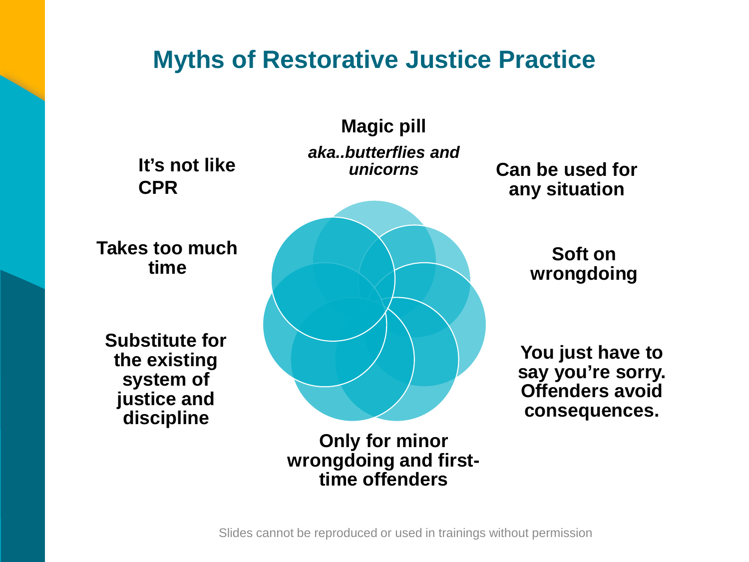# Myths of Restorative Justice Practice

**Magic pill**

***aka..butterflies and unicorns***

**Can be used for any situation**

**Soft on wrongdoing**

**You just have to say you're sorry. Offenders avoid consequences.**

**Only for minor wrongdoing and first-time offenders**

**Substitute for the existing system of justice and discipline**

**Takes too much time**

**It's not like CPR**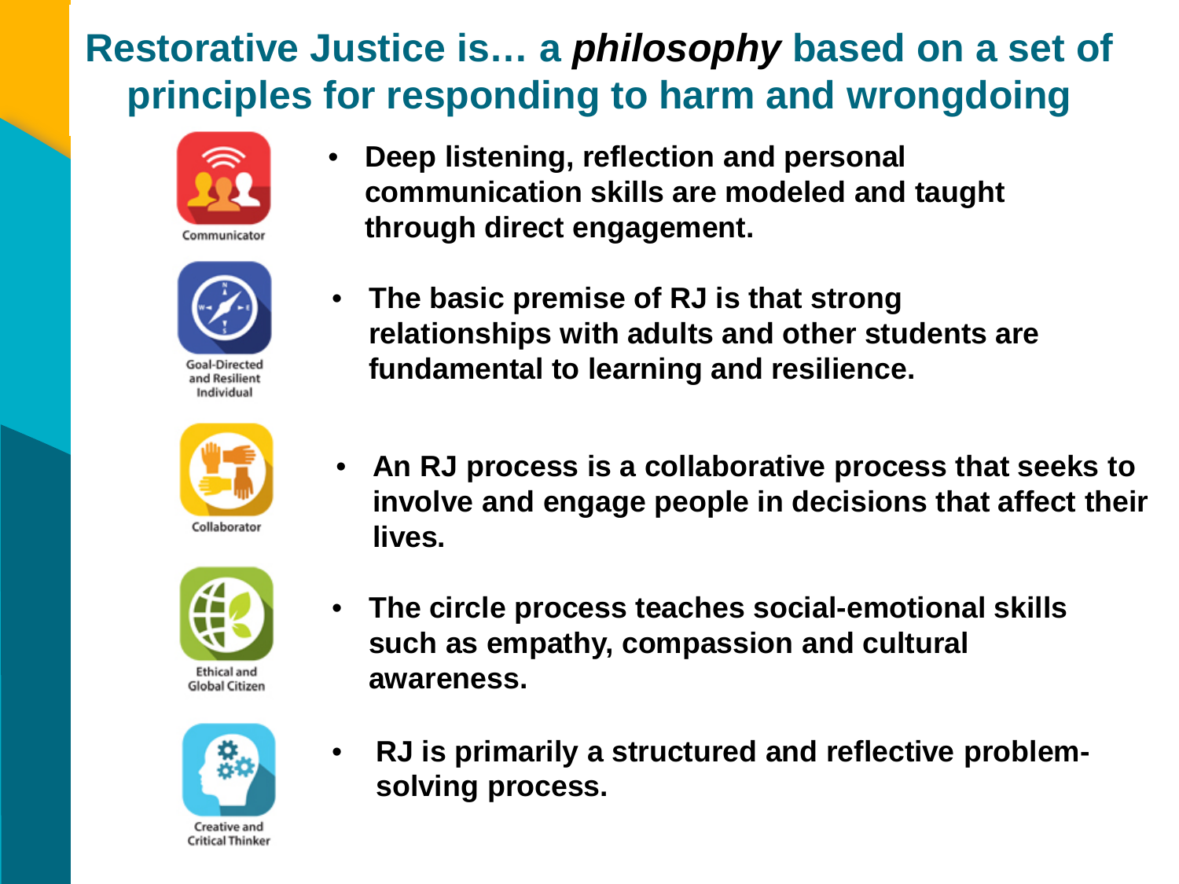# Restorative Justice is… a *philosophy* based on a set of principles for responding to harm and wrongdoing

Communicator

- Deep listening, reflection and personal communication skills are modeled and taught through direct engagement.

Goal-Directed and Resilient Individual

- The basic premise of RJ is that strong relationships with adults and other students are fundamental to learning and resilience.

Collaborator

- An RJ process is a collaborative process that seeks to involve and engage people in decisions that affect their lives.

Ethical and Global Citizen

- The circle process teaches social-emotional skills such as empathy, compassion and cultural awareness.

Creative and Critical Thinker

- RJ is primarily a structured and reflective problem-solving process.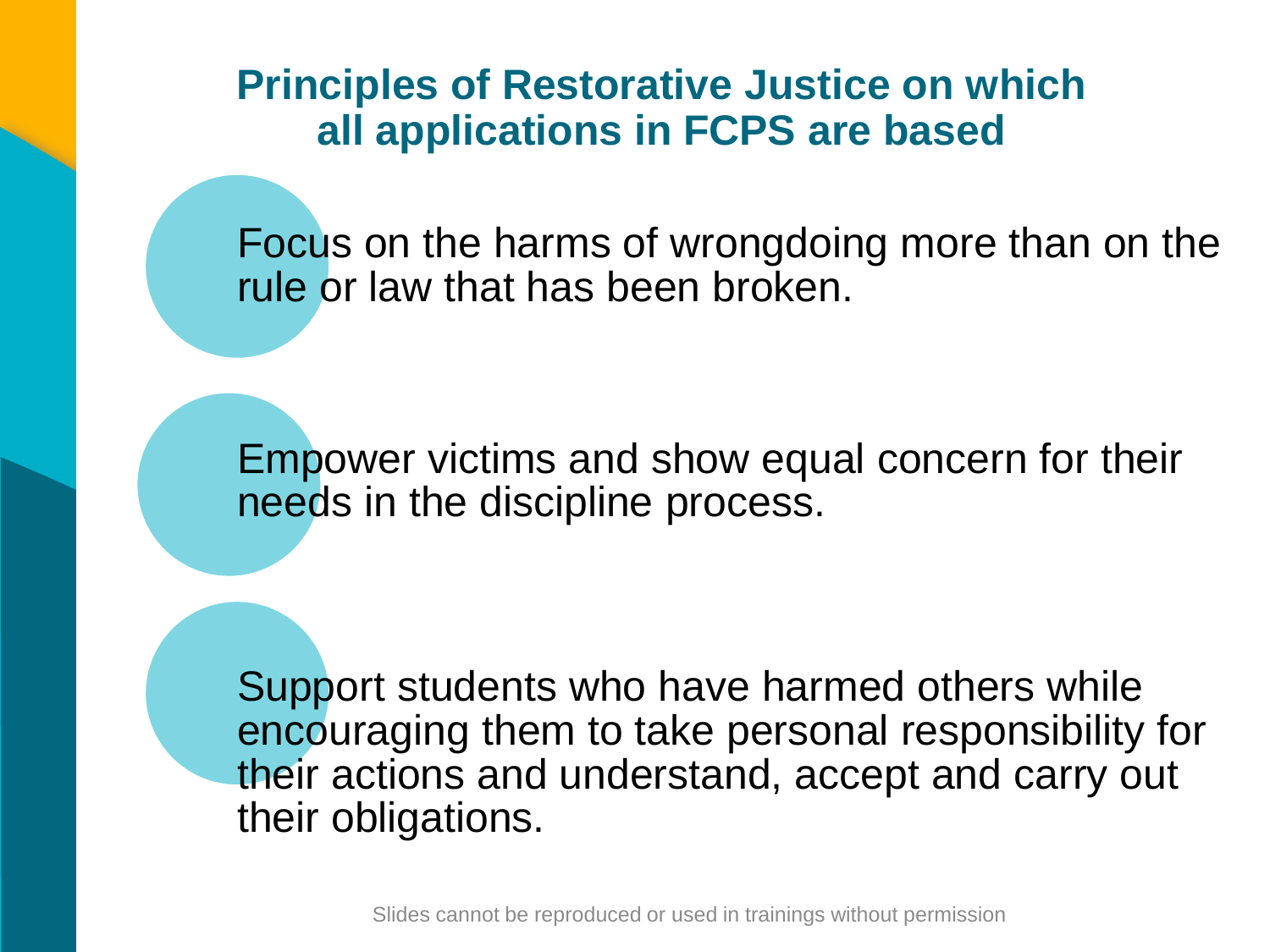## Principles of Restorative Justice on which all applications in FCPS are based

- Focus on the harms of wrongdoing more than on the rule or law that has been broken.
- Empower victims and show equal concern for their needs in the discipline process.
- Support students who have harmed others while encouraging them to take personal responsibility for their actions and understand, accept and carry out their obligations.

Slides cannot be reproduced or used in trainings without permission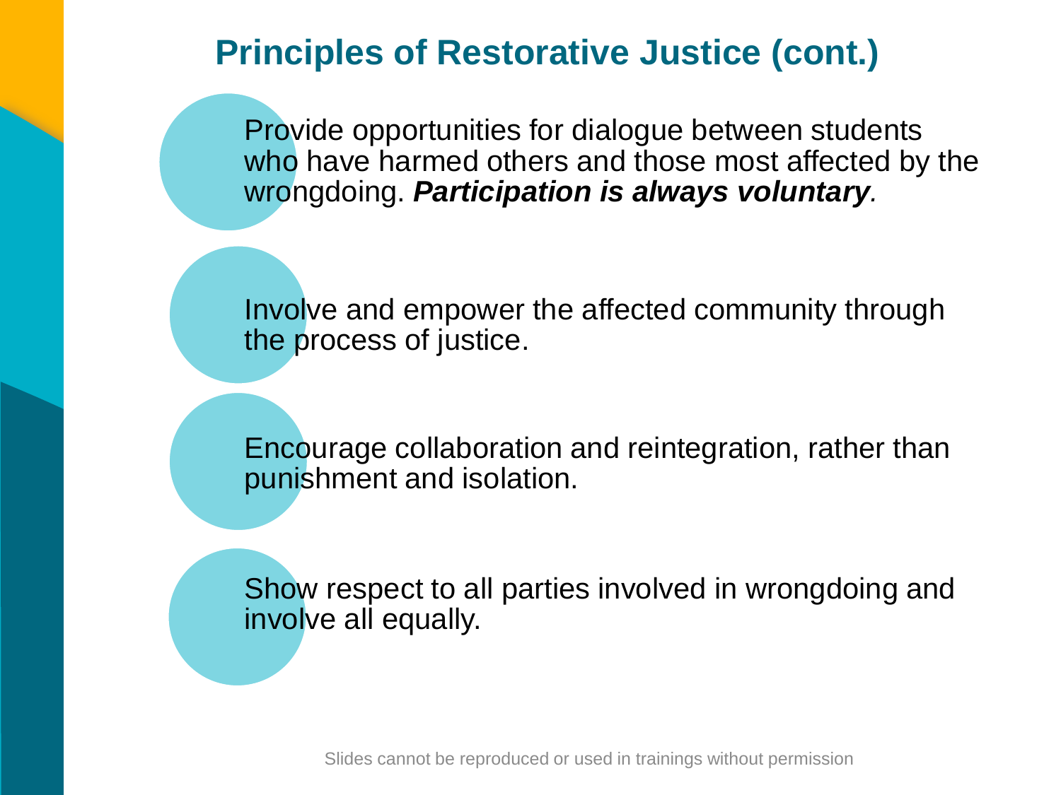## Principles of Restorative Justice (cont.)

- Provide opportunities for dialogue between students who have harmed others and those most affected by the wrongdoing. ***Participation is always voluntary*.**

- Involve and empower the affected community through the process of justice.

- Encourage collaboration and reintegration, rather than punishment and isolation.

- Show respect to all parties involved in wrongdoing and involve all equally.

Slides cannot be reproduced or used in trainings without permission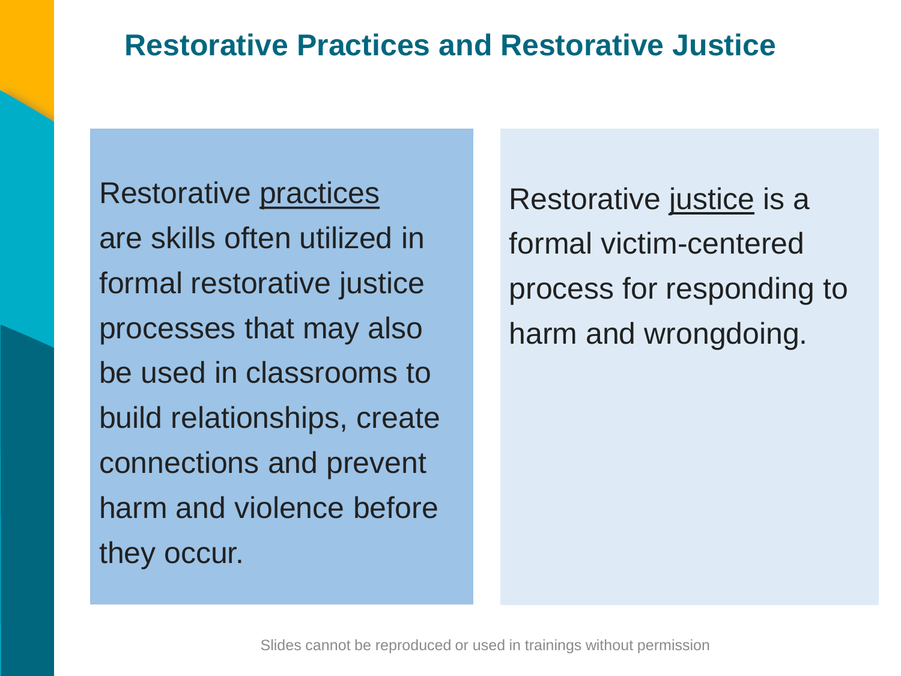# Restorative Practices and Restorative Justice

Restorative practices are skills often utilized in formal restorative justice processes that may also be used in classrooms to build relationships, create connections and prevent harm and violence before they occur.

Restorative justice is a formal victim-centered process for responding to harm and wrongdoing.

Slides cannot be reproduced or used in trainings without permission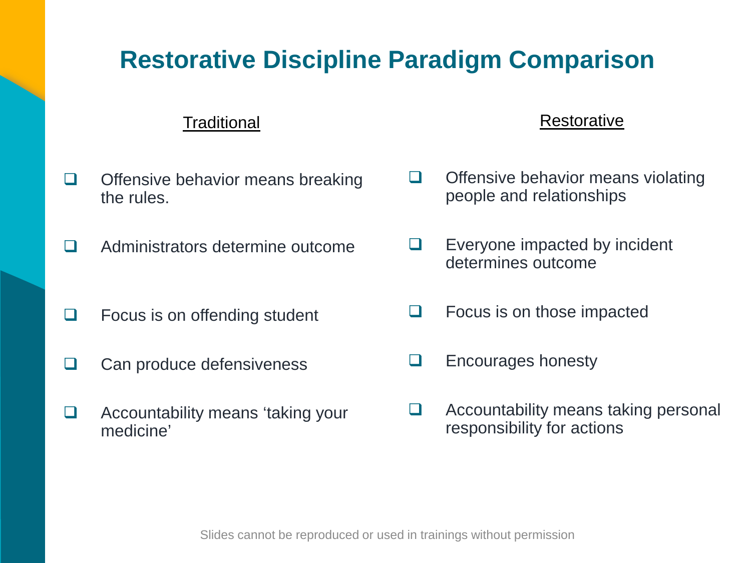# Restorative Discipline Paradigm Comparison

| Traditional | Restorative |
|---|---|
| Offensive behavior means breaking the rules. | Offensive behavior means violating people and relationships |
| Administrators determine outcome | Everyone impacted by incident determines outcome |
| Focus is on offending student | Focus is on those impacted |
| Can produce defensiveness | Encourages honesty |
| Accountability means ‘taking your medicine’ | Accountability means taking personal responsibility for actions |

Slides cannot be reproduced or used in trainings without permission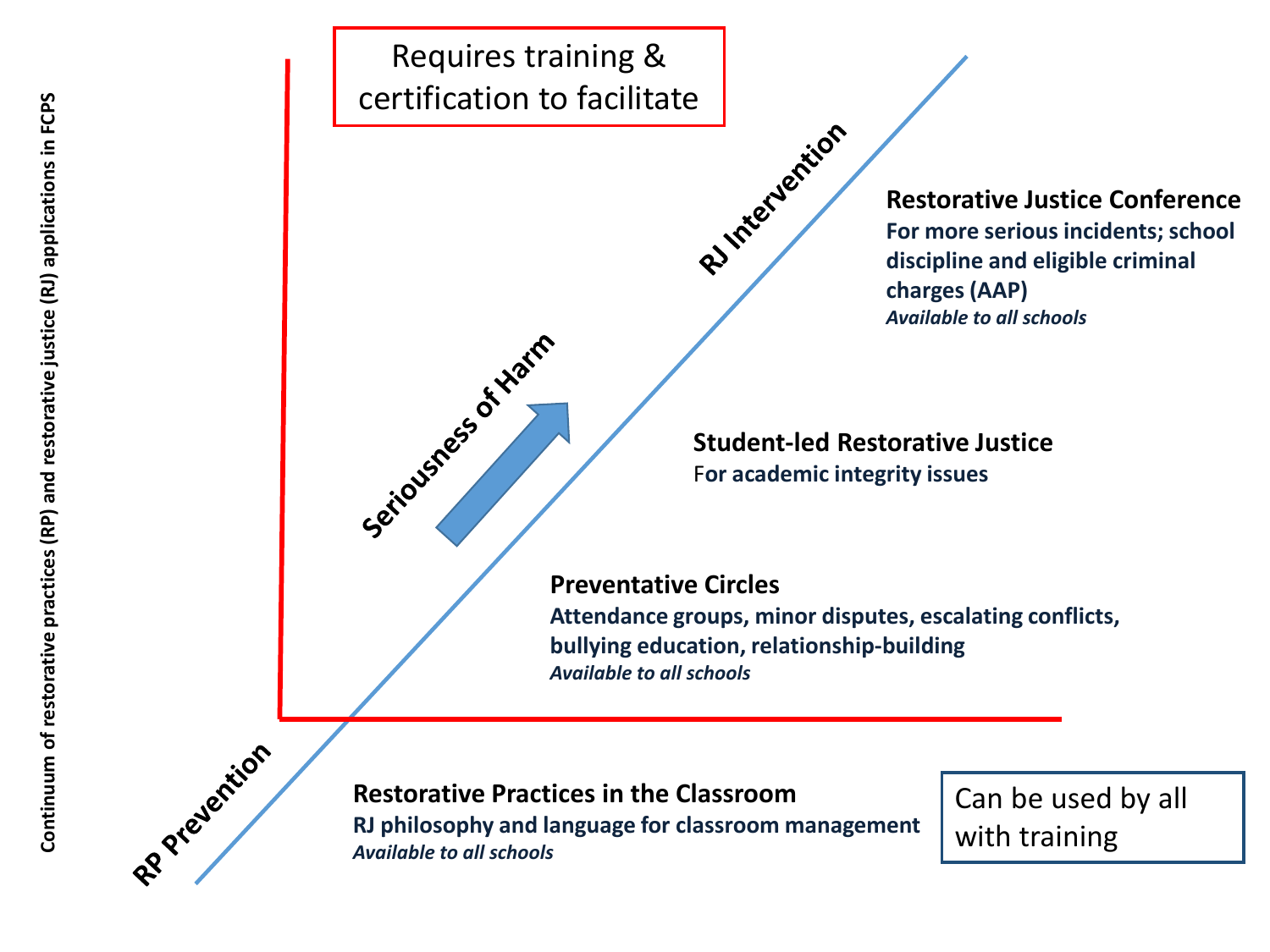Continuum of restorative practices (RP) and restorative justice (RJ) applications in FCPS

Requires training & certification to facilitate

RJ Intervention

Seriousness of Harm

RP Prevention

**Restorative Justice Conference**
**For more serious incidents; school discipline and eligible criminal charges (AAP)**
***Available to all schools***

**Student-led Restorative Justice**
**For academic integrity issues**

**Preventative Circles**
**Attendance groups, minor disputes, escalating conflicts, bullying education, relationship-building**
***Available to all schools***

**Restorative Practices in the Classroom**
**RJ philosophy and language for classroom management**
***Available to all schools***

Can be used by all with training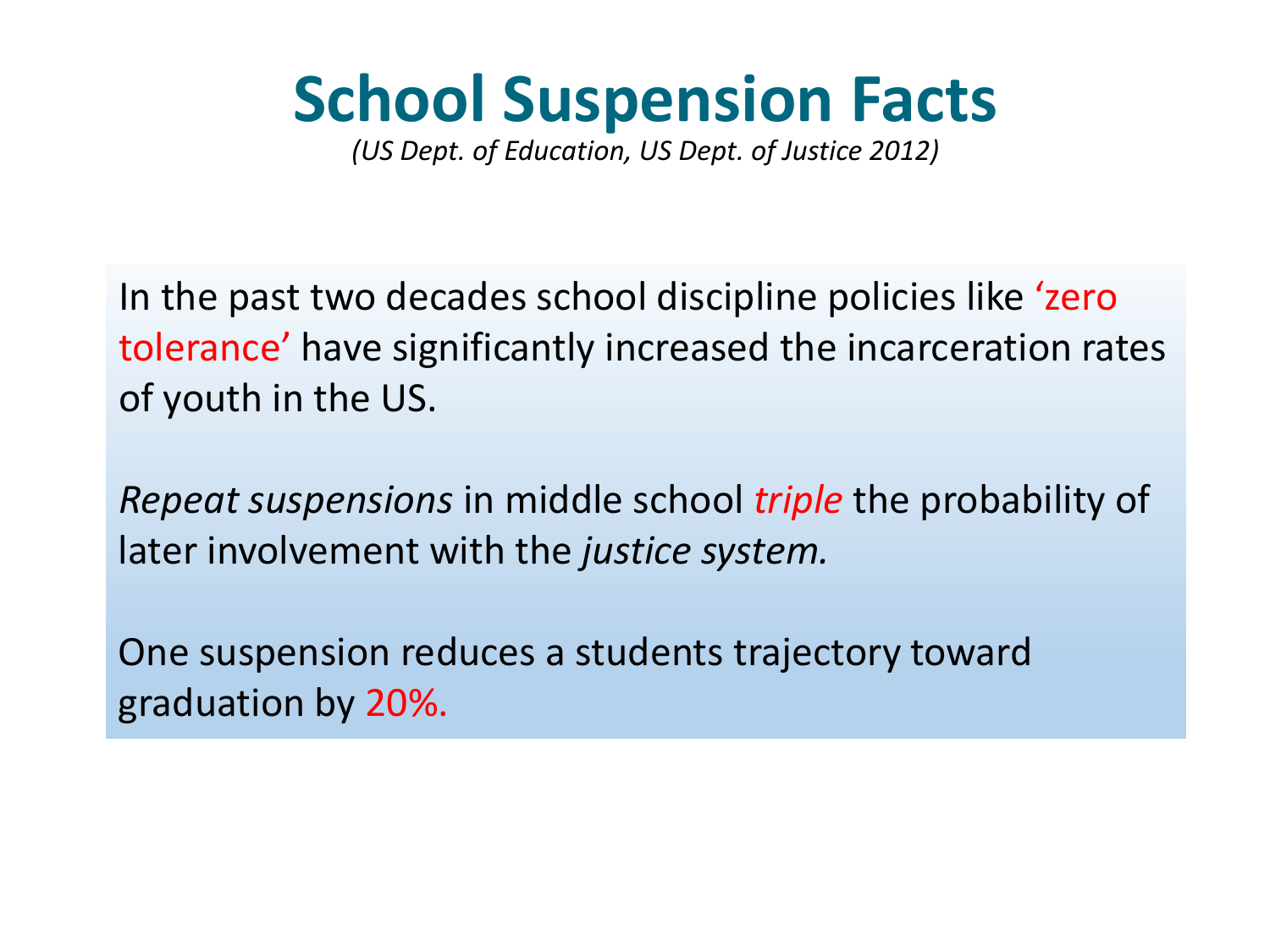# School Suspension Facts

*(US Dept. of Education, US Dept. of Justice 2012)*

In the past two decades school discipline policies like 'zero tolerance' have significantly increased the incarceration rates of youth in the US.

*Repeat suspensions* in middle school *triple* the probability of later involvement with the *justice system.*

One suspension reduces a students trajectory toward graduation by 20%.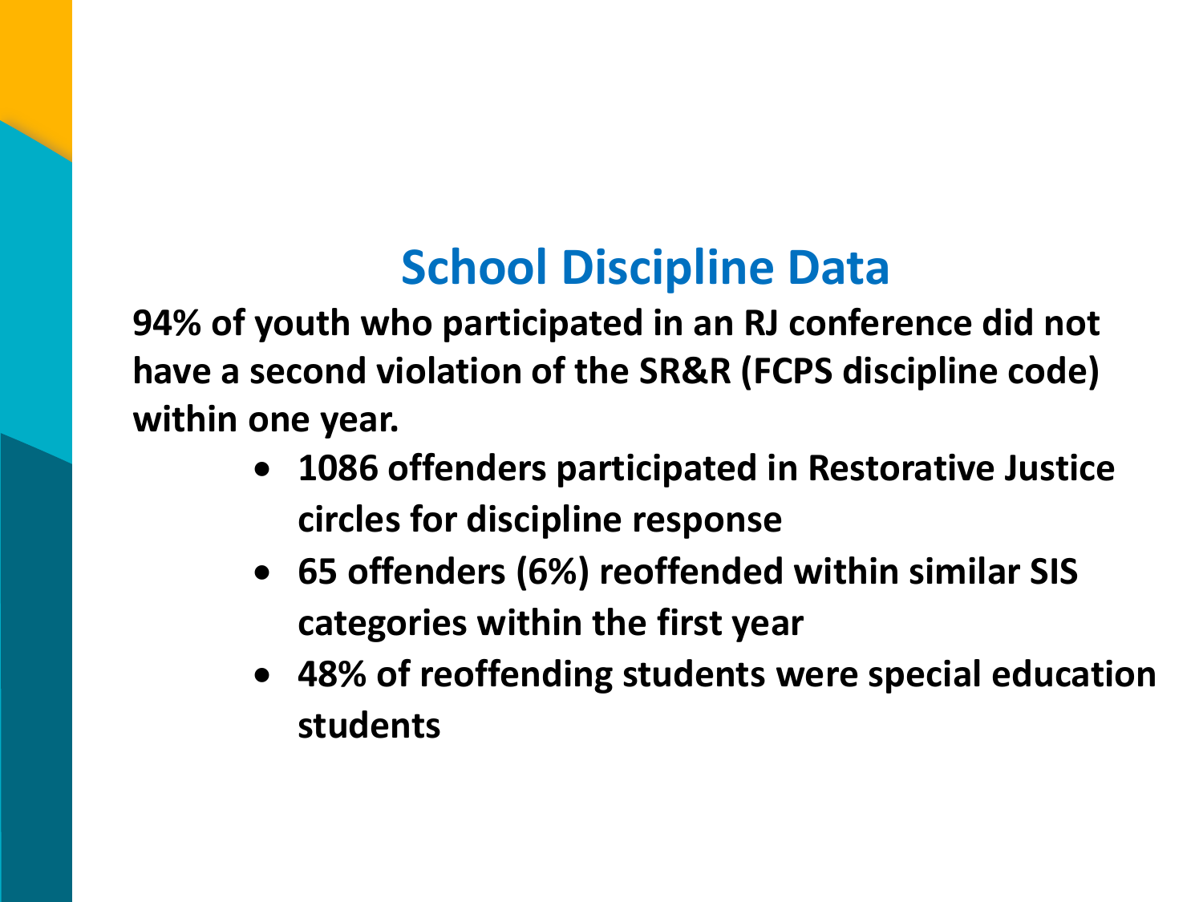# School Discipline Data

**94% of youth who participated in an RJ conference did not have a second violation of the SR&R (FCPS discipline code) within one year.**

- **1086 offenders participated in Restorative Justice circles for discipline response**
- **65 offenders (6%) reoffended within similar SIS categories within the first year**
- **48% of reoffending students were special education students**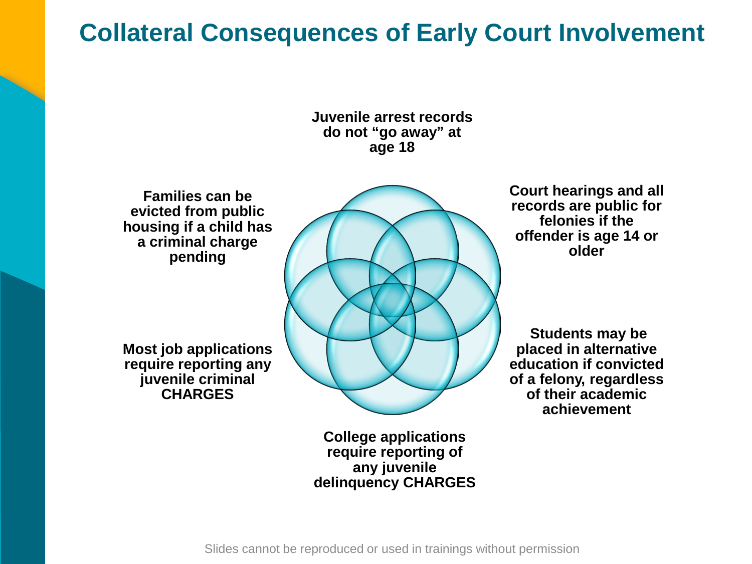# Collateral Consequences of Early Court Involvement

**Juvenile arrest records do not "go away" at age 18**

**Court hearings and all records are public for felonies if the offender is age 14 or older**

**Students may be placed in alternative education if convicted of a felony, regardless of their academic achievement**

**College applications require reporting of any juvenile delinquency CHARGES**

**Most job applications require reporting any juvenile criminal CHARGES**

**Families can be evicted from public housing if a child has a criminal charge pending**

Slides cannot be reproduced or used in trainings without permission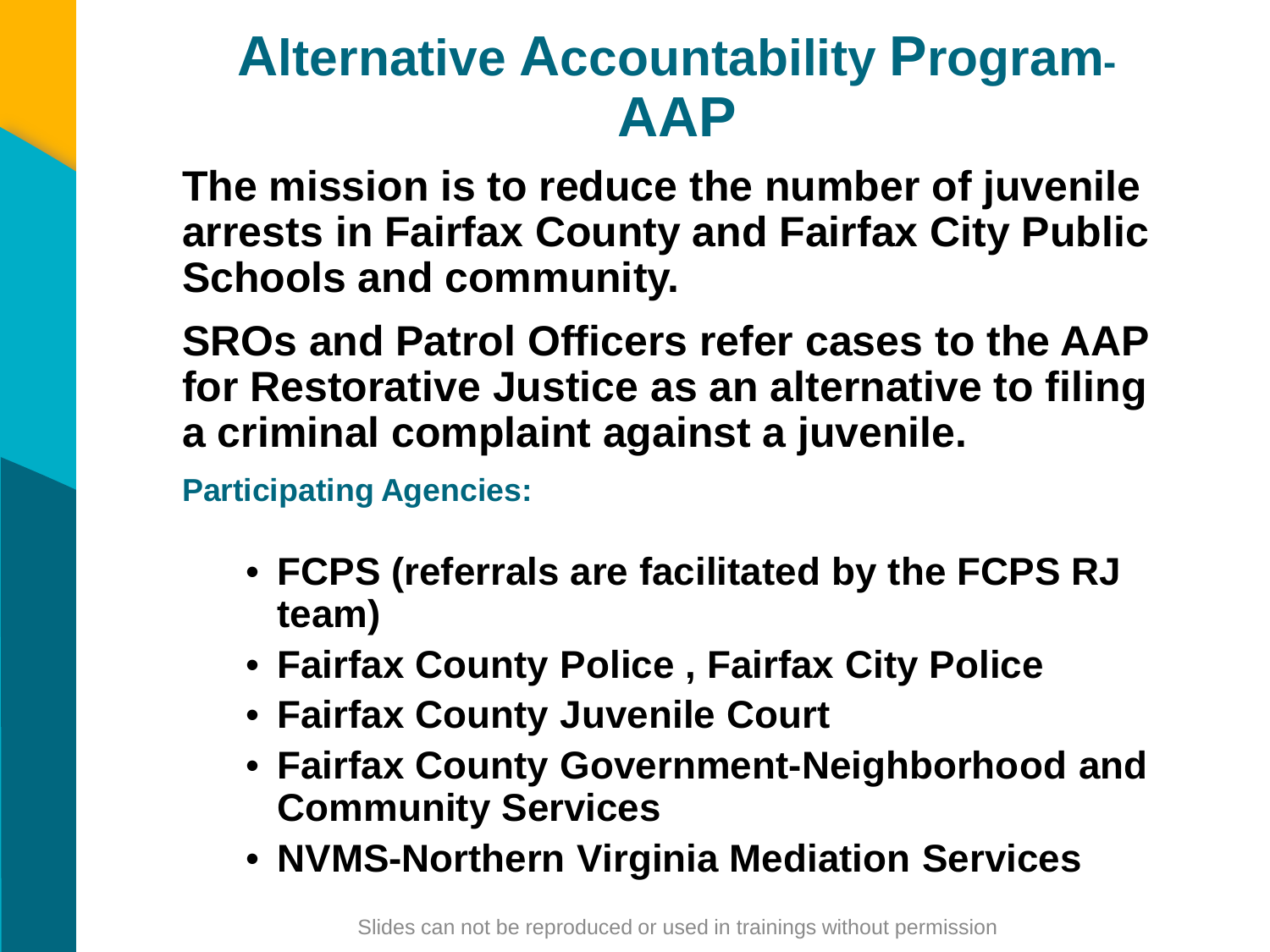# Alternative Accountability Program-AAP

**The mission is to reduce the number of juvenile arrests in Fairfax County and Fairfax City Public Schools and community.**

**SROs and Patrol Officers refer cases to the AAP for Restorative Justice as an alternative to filing a criminal complaint against a juvenile.**

**Participating Agencies:**

- **FCPS (referrals are facilitated by the FCPS RJ team)**
- **Fairfax County Police , Fairfax City Police**
- **Fairfax County Juvenile Court**
- **Fairfax County Government-Neighborhood and Community Services**
- **NVMS-Northern Virginia Mediation Services**

Slides can not be reproduced or used in trainings without permission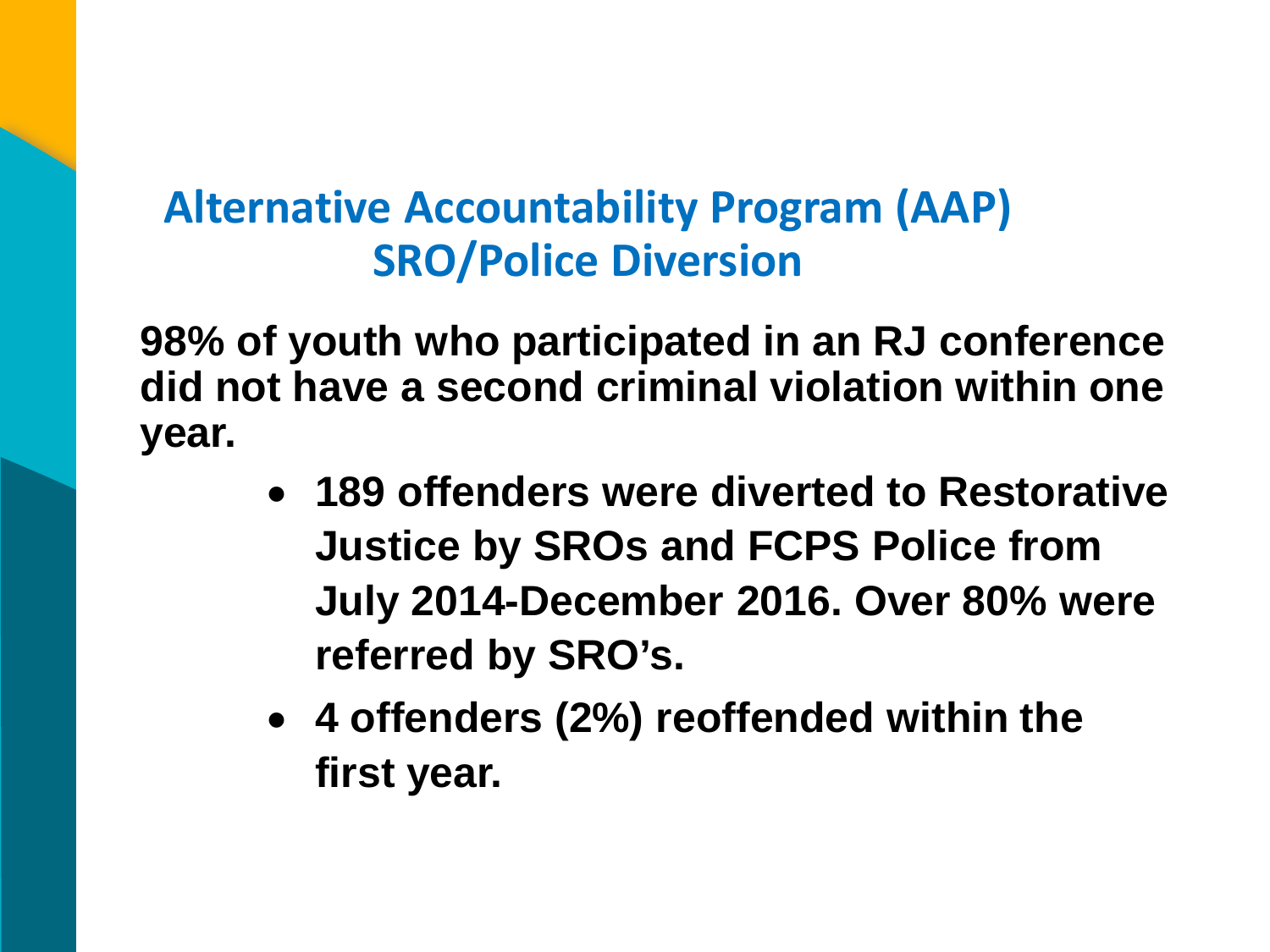## Alternative Accountability Program (AAP)
## SRO/Police Diversion

**98% of youth who participated in an RJ conference did not have a second criminal violation within one year.**

- **189 offenders were diverted to Restorative Justice by SROs and FCPS Police from July 2014-December 2016. Over 80% were referred by SRO's.**
- **4 offenders (2%) reoffended within the first year.**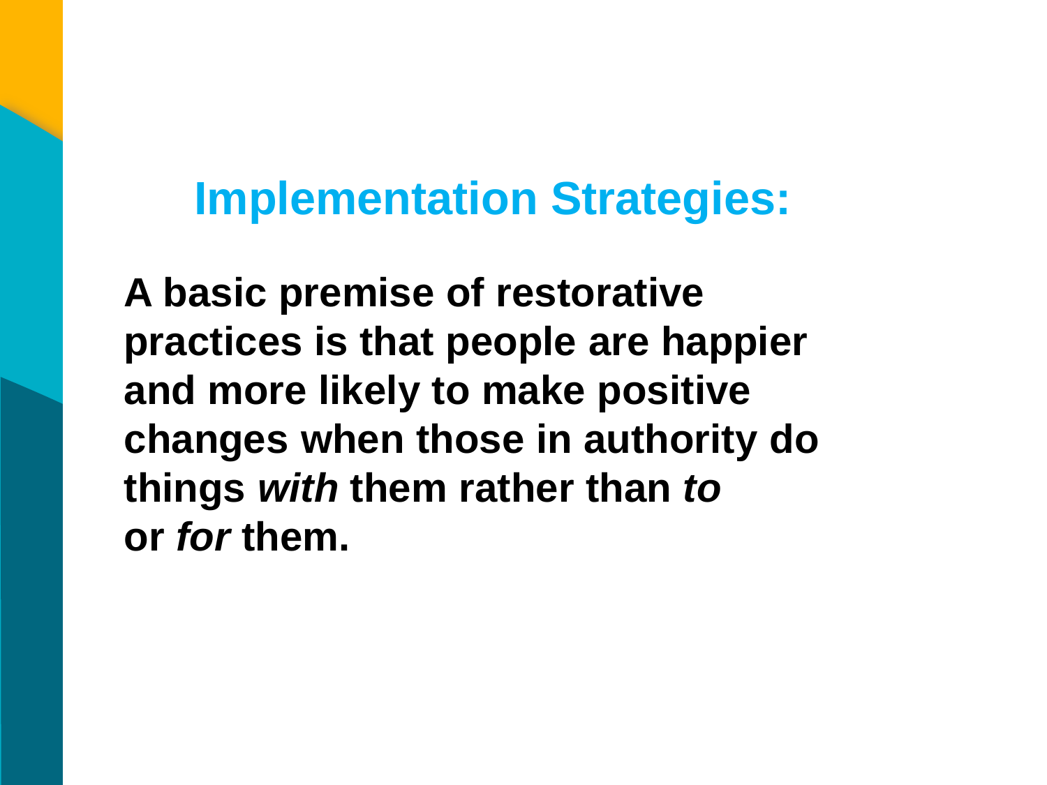## Implementation Strategies:

**A basic premise of restorative practices is that people are happier and more likely to make positive changes when those in authority do things *with* them rather than *to* or *for* them.**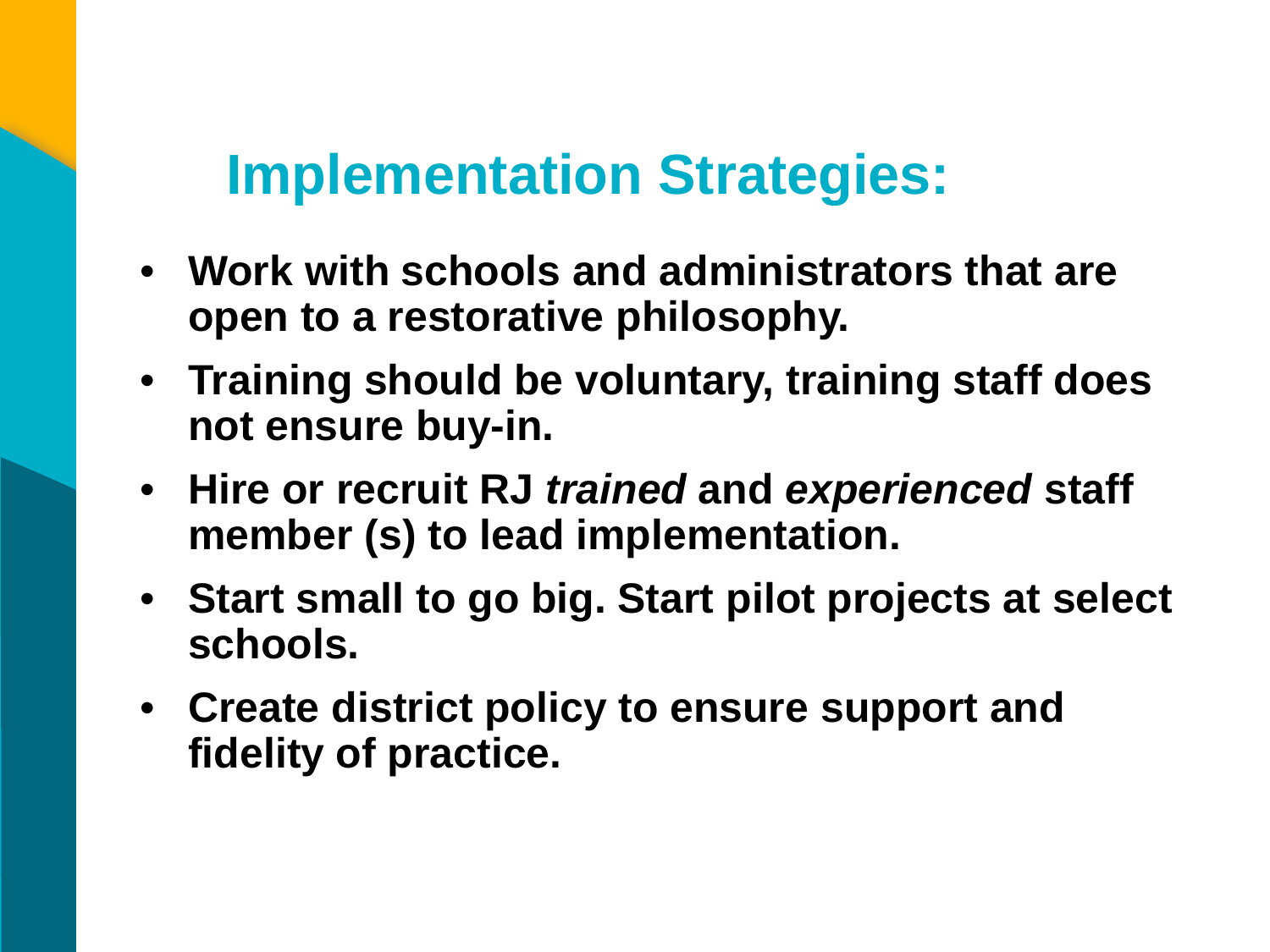# Implementation Strategies:

- **Work with schools and administrators that are open to a restorative philosophy.**
- **Training should be voluntary, training staff does not ensure buy-in.**
- **Hire or recruit RJ *trained* and *experienced* staff member (s) to lead implementation.**
- **Start small to go big. Start pilot projects at select schools.**
- **Create district policy to ensure support and fidelity of practice.**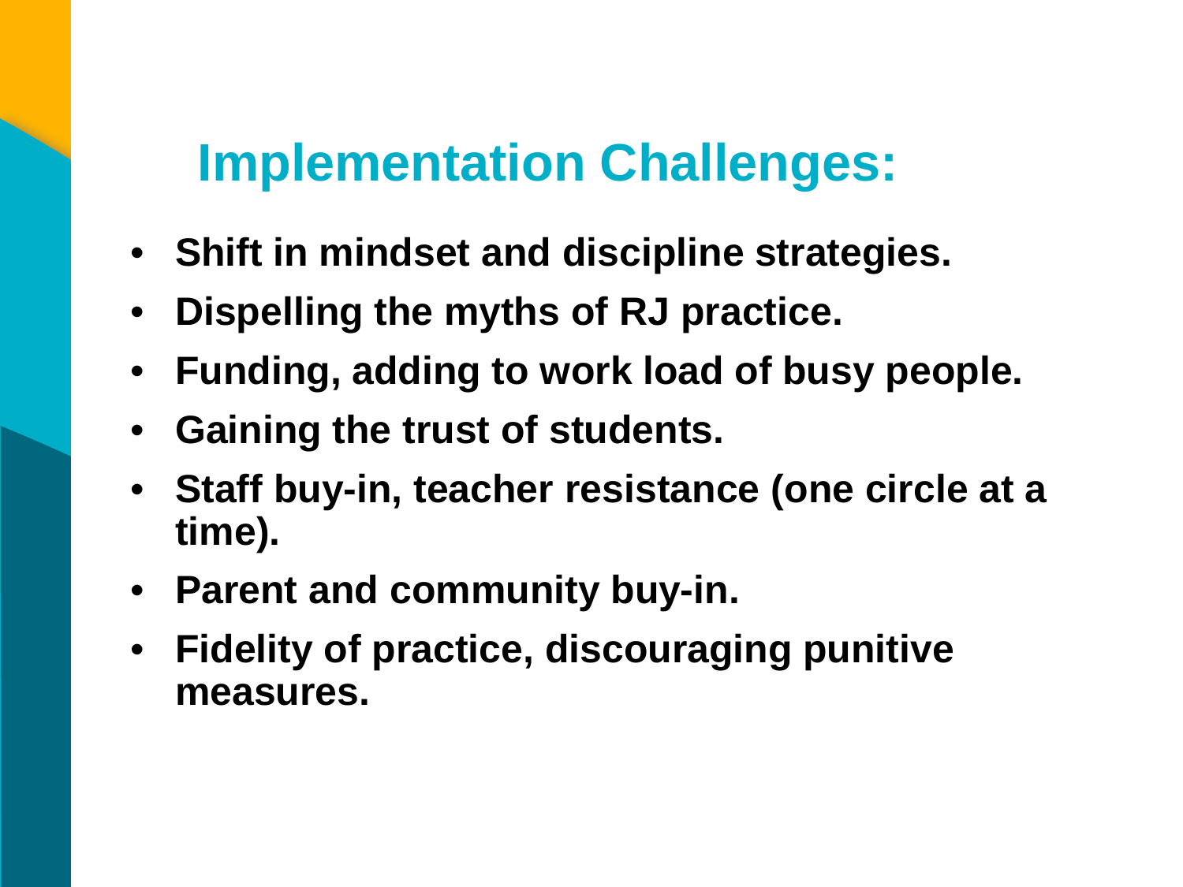## Implementation Challenges:

- **Shift in mindset and discipline strategies.**
- **Dispelling the myths of RJ practice.**
- **Funding, adding to work load of busy people.**
- **Gaining the trust of students.**
- **Staff buy-in, teacher resistance (one circle at a time).**
- **Parent and community buy-in.**
- **Fidelity of practice, discouraging punitive measures.**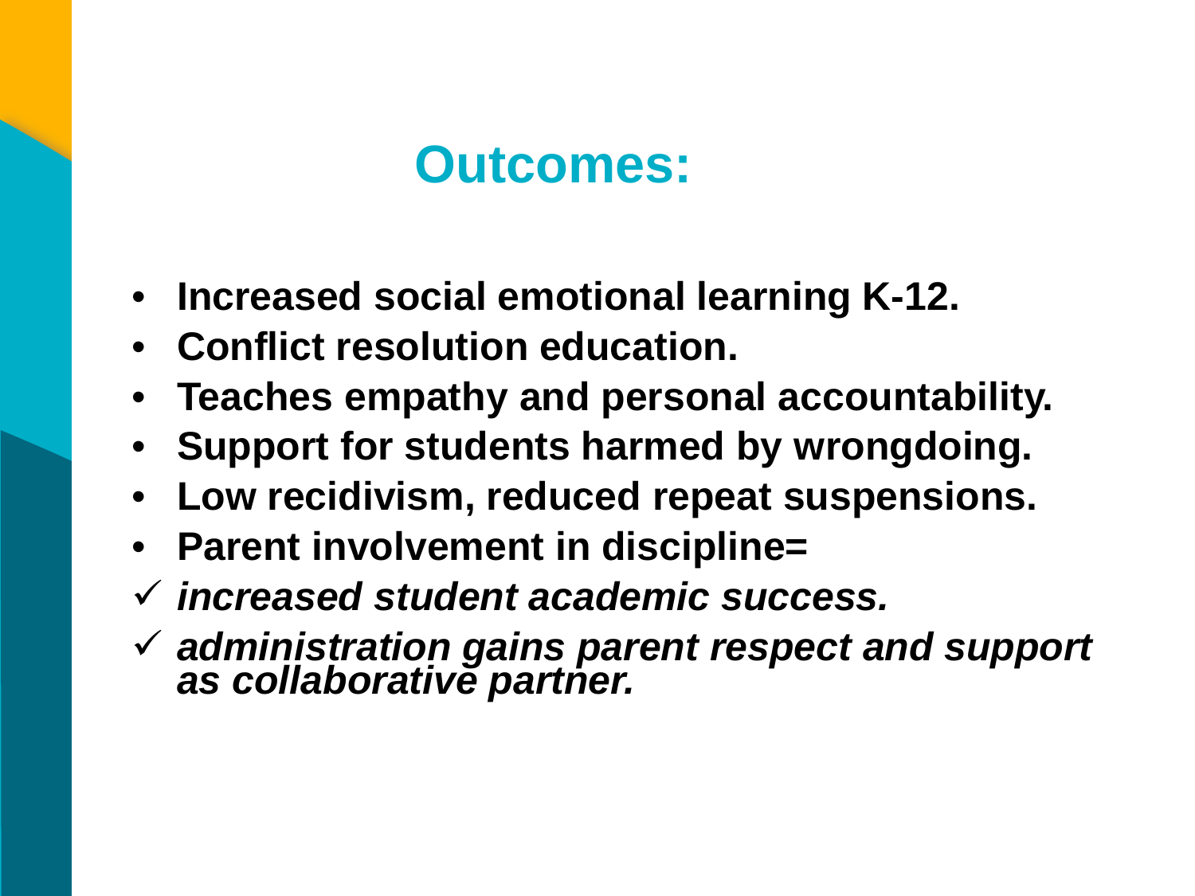## Outcomes:

- **Increased social emotional learning K-12.**
- **Conflict resolution education.**
- **Teaches empathy and personal accountability.**
- **Support for students harmed by wrongdoing.**
- **Low recidivism, reduced repeat suspensions.**
- **Parent involvement in discipline=**
  - ✓ ***increased student academic success.***
  - ✓ ***administration gains parent respect and support as collaborative partner.***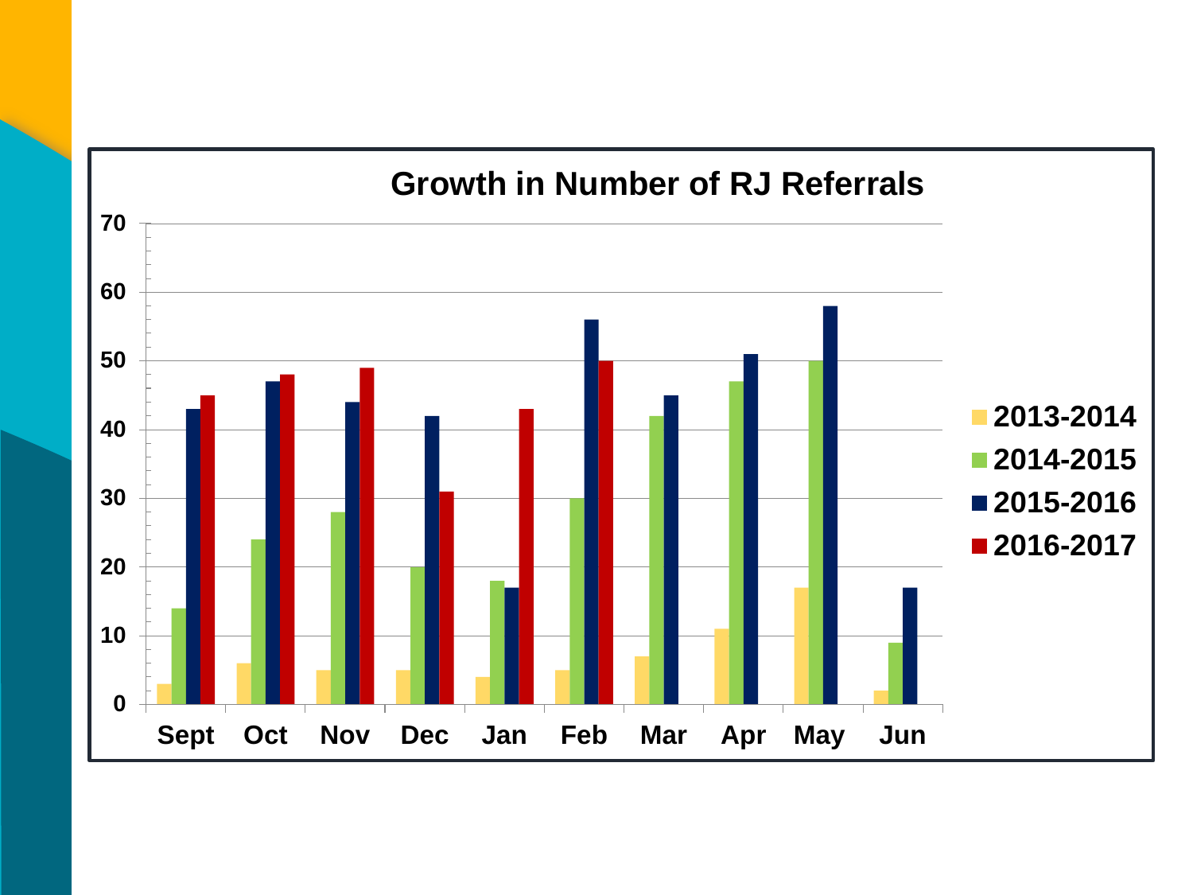## Growth in Number of RJ Referrals

| Month | 2013-2014 | 2014-2015 | 2015-2016 | 2016-2017 |
|---|---|---|---|---|
| Sept | 3 | 14 | 43 | 45 |
| Oct | 6 | 24 | 47 | 48 |
| Nov | 5 | 28 | 44 | 49 |
| Dec | 5 | 20 | 42 | 31 |
| Jan | 4 | 18 | 17 | 43 |
| Feb | 5 | 30 | 56 | 50 |
| Mar | 7 | 42 | 45 | |
| Apr | 11 | 47 | 51 | |
| May | 17 | 50 | 58 | |
| Jun | 2 | 9 | 17 | |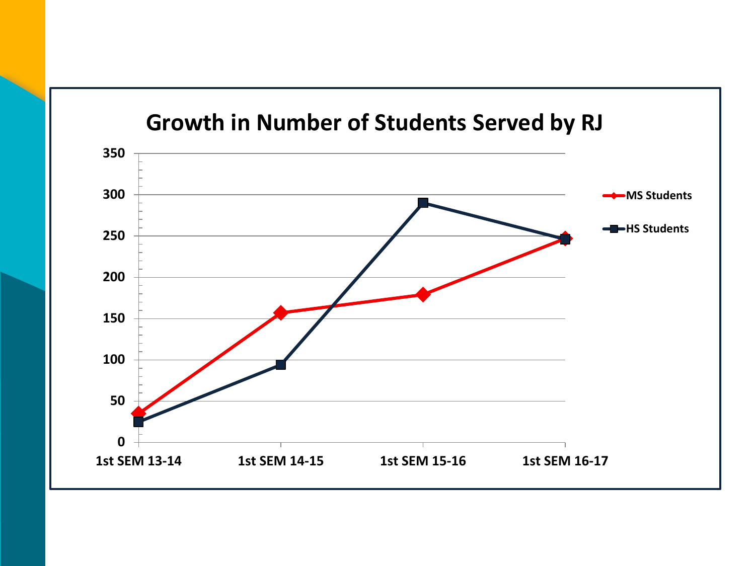## Growth in Number of Students Served by RJ

| | 1st SEM 13-14 | 1st SEM 14-15 | 1st SEM 15-16 | 1st SEM 16-17 |
|---|---|---|---|---|
| MS Students | 35 | 157 | 179 | 246 |
| HS Students | 25 | 94 | 290 | 246 |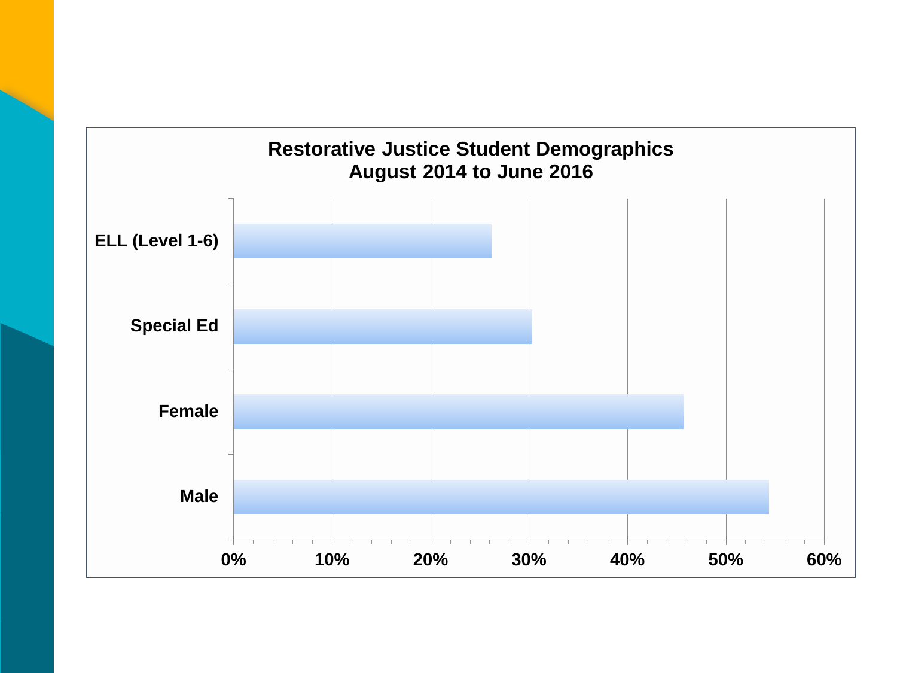Restorative Justice Student Demographics
August 2014 to June 2016

ELL (Level 1-6)

Special Ed

Female

Male

0%
10%
20%
30%
40%
50%
60%